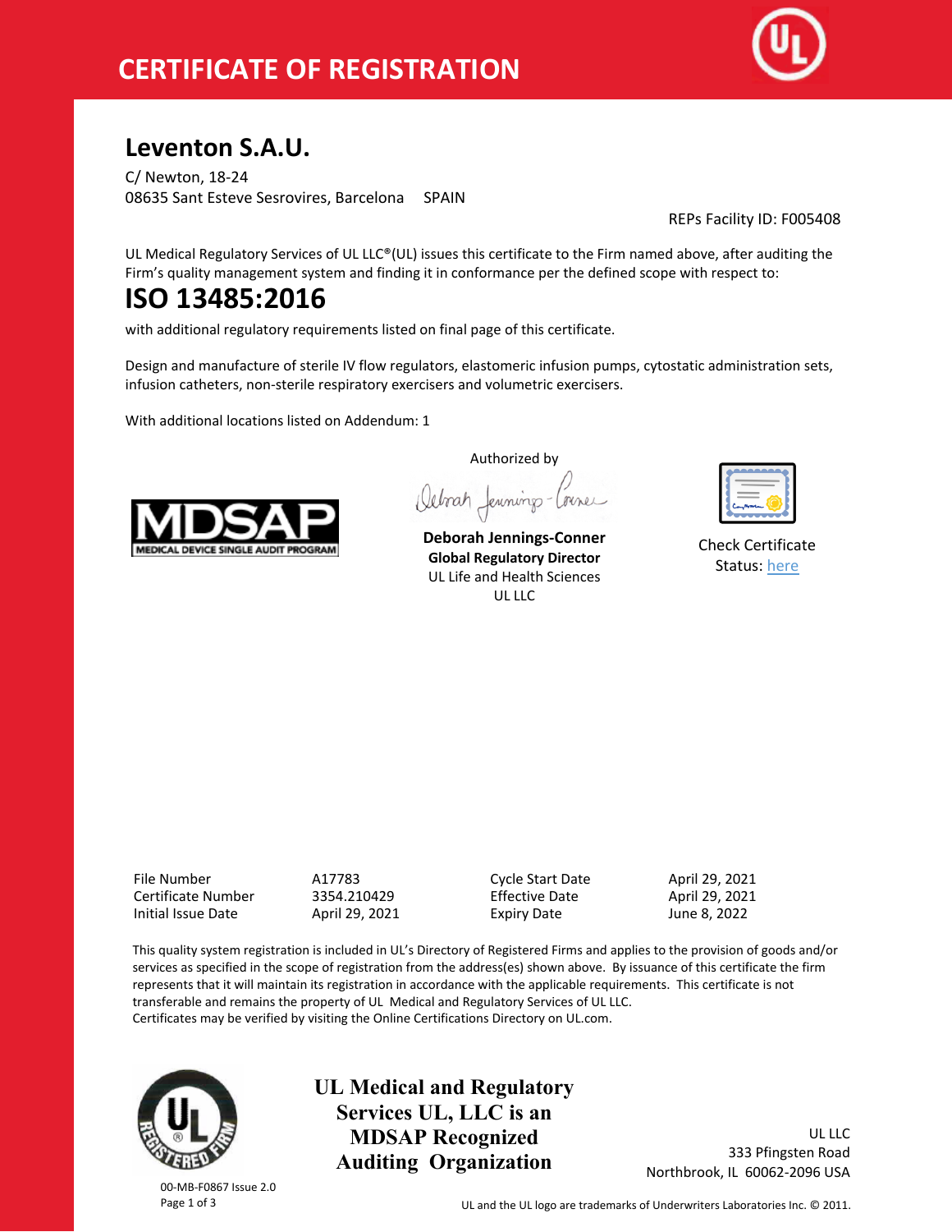# CERTIFICATE OF REGISTRATION

## Leventon S.A.U.

C/ Newton, 18-24
08635 Sant Esteve Sesrovires, Barcelona SPAIN

REPs Facility ID: F005408

UL Medical Regulatory Services of UL LLC®(UL) issues this certificate to the Firm named above, after auditing the Firm's quality management system and finding it in conformance per the defined scope with respect to:

# ISO 13485:2016

with additional regulatory requirements listed on final page of this certificate.

Design and manufacture of sterile IV flow regulators, elastomeric infusion pumps, cytostatic administration sets, infusion catheters, non-sterile respiratory exercisers and volumetric exercisers.

With additional locations listed on Addendum: 1

MDSAP
MEDICAL DEVICE SINGLE AUDIT PROGRAM

Authorized by

**Deborah Jennings-Conner**
**Global Regulatory Director**
UL Life and Health Sciences
UL LLC

Check Certificate Status: [here]

| File Number | A17783 | Cycle Start Date | April 29, 2021 |
|---|---|---|---|
| Certificate Number | 3354.210429 | Effective Date | April 29, 2021 |
| Initial Issue Date | April 29, 2021 | Expiry Date | June 8, 2022 |

This quality system registration is included in UL's Directory of Registered Firms and applies to the provision of goods and/or services as specified in the scope of registration from the address(es) shown above. By issuance of this certificate the firm represents that it will maintain its registration in accordance with the applicable requirements. This certificate is not transferable and remains the property of UL Medical and Regulatory Services of UL LLC.
Certificates may be verified by visiting the Online Certifications Directory on UL.com.

**UL Medical and Regulatory Services UL, LLC is an MDSAP Recognized Auditing Organization**

UL LLC
333 Pfingsten Road
Northbrook, IL 60062-2096 USA

00-MB-F0867 Issue 2.0

UL and the UL logo are trademarks of Underwriters Laboratories Inc. © 2011.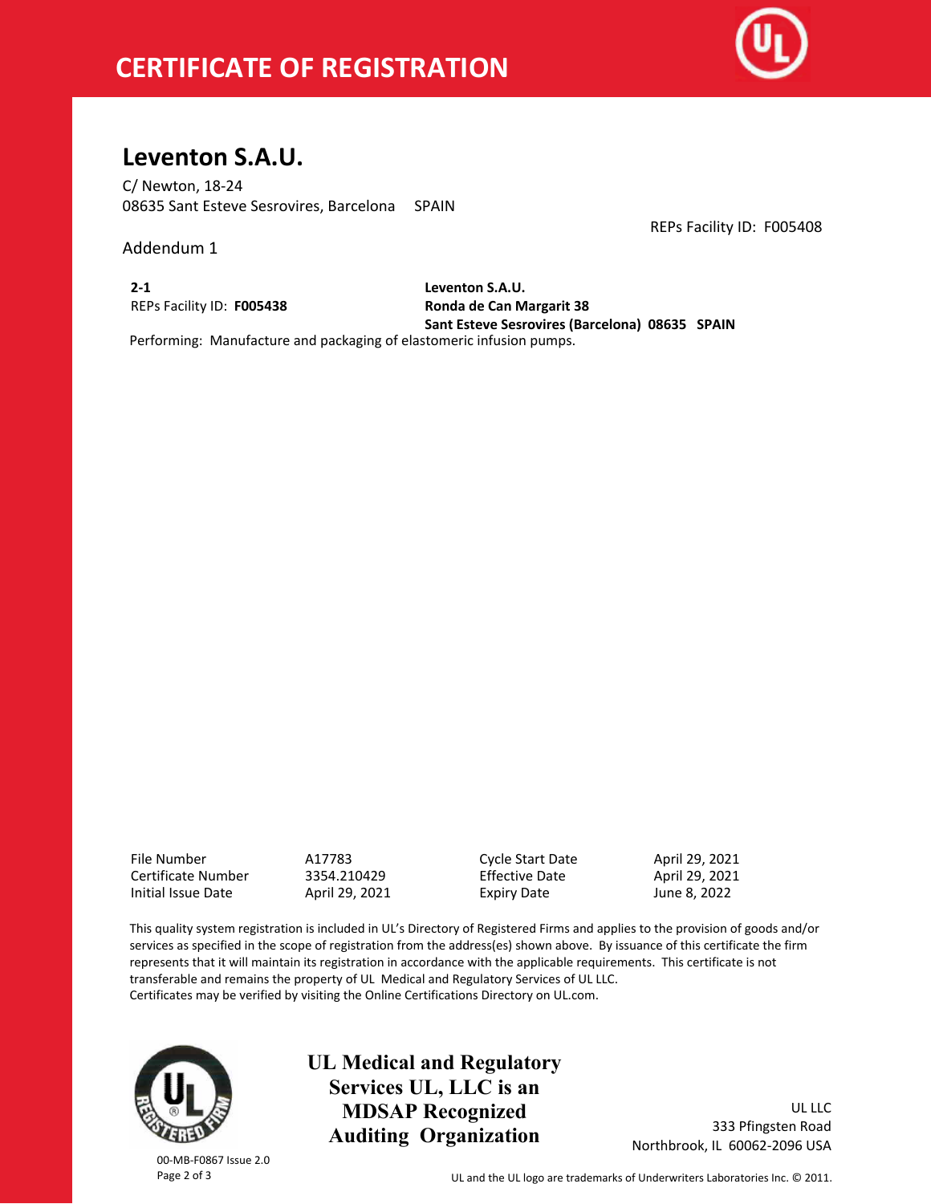# CERTIFICATE OF REGISTRATION

## Leventon S.A.U.

C/ Newton, 18-24
08635 Sant Esteve Sesrovires, Barcelona SPAIN

REPs Facility ID: F005408

Addendum 1

**2-1**
REPs Facility ID: **F005438**

**Leventon S.A.U.**
**Ronda de Can Margarit 38**
**Sant Esteve Sesrovires (Barcelona) 08635 SPAIN**

Performing: Manufacture and packaging of elastomeric infusion pumps.

| | | | |
|---|---|---|---|
| File Number | A17783 | Cycle Start Date | April 29, 2021 |
| Certificate Number | 3354.210429 | Effective Date | April 29, 2021 |
| Initial Issue Date | April 29, 2021 | Expiry Date | June 8, 2022 |

This quality system registration is included in UL's Directory of Registered Firms and applies to the provision of goods and/or services as specified in the scope of registration from the address(es) shown above. By issuance of this certificate the firm represents that it will maintain its registration in accordance with the applicable requirements. This certificate is not transferable and remains the property of UL Medical and Regulatory Services of UL LLC.
Certificates may be verified by visiting the Online Certifications Directory on UL.com.

**UL Medical and Regulatory Services UL, LLC is an MDSAP Recognized Auditing Organization**

UL LLC
333 Pfingsten Road
Northbrook, IL 60062-2096 USA

00-MB-F0867 Issue 2.0

UL and the UL logo are trademarks of Underwriters Laboratories Inc. © 2011.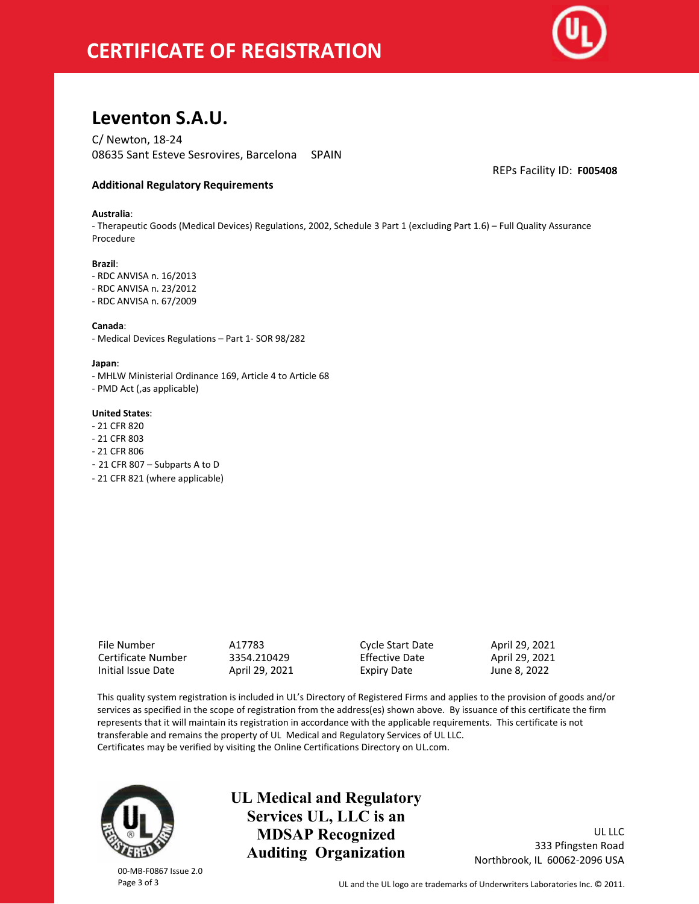# CERTIFICATE OF REGISTRATION

## Leventon S.A.U.

C/ Newton, 18-24
08635 Sant Esteve Sesrovires, Barcelona SPAIN

REPs Facility ID: **F005408**

### Additional Regulatory Requirements

**Australia**:
- Therapeutic Goods (Medical Devices) Regulations, 2002, Schedule 3 Part 1 (excluding Part 1.6) – Full Quality Assurance Procedure

**Brazil**:
- RDC ANVISA n. 16/2013
- RDC ANVISA n. 23/2012
- RDC ANVISA n. 67/2009

**Canada**:
- Medical Devices Regulations – Part 1- SOR 98/282

**Japan**:
- MHLW Ministerial Ordinance 169, Article 4 to Article 68
- PMD Act (,as applicable)

**United States**:
- 21 CFR 820
- 21 CFR 803
- 21 CFR 806
- 21 CFR 807 – Subparts A to D
- 21 CFR 821 (where applicable)

| | | | |
|---|---|---|---|
| File Number | A17783 | Cycle Start Date | April 29, 2021 |
| Certificate Number | 3354.210429 | Effective Date | April 29, 2021 |
| Initial Issue Date | April 29, 2021 | Expiry Date | June 8, 2022 |

This quality system registration is included in UL's Directory of Registered Firms and applies to the provision of goods and/or services as specified in the scope of registration from the address(es) shown above. By issuance of this certificate the firm represents that it will maintain its registration in accordance with the applicable requirements. This certificate is not transferable and remains the property of UL Medical and Regulatory Services of UL LLC.
Certificates may be verified by visiting the Online Certifications Directory on UL.com.

**UL Medical and Regulatory Services UL, LLC is an MDSAP Recognized Auditing Organization**

UL LLC
333 Pfingsten Road
Northbrook, IL 60062-2096 USA

00-MB-F0867 Issue 2.0

UL and the UL logo are trademarks of Underwriters Laboratories Inc. © 2011.